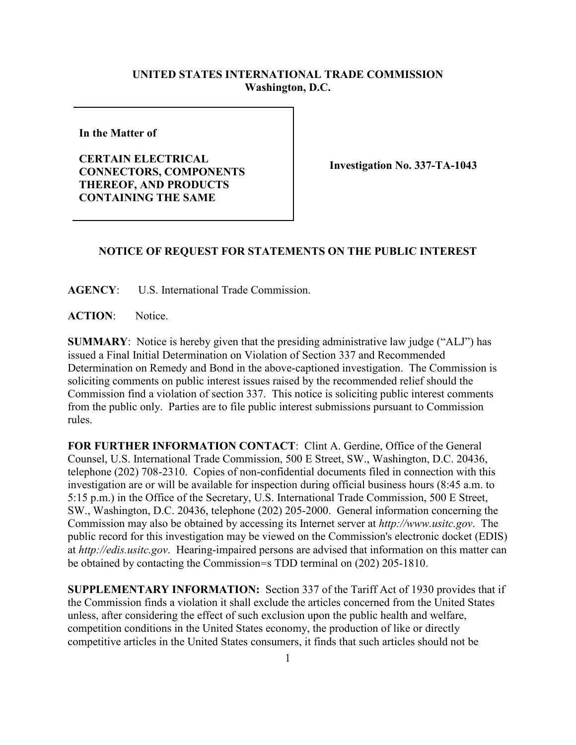**UNITED STATES INTERNATIONAL TRADE COMMISSION**
**Washington, D.C.**

| In the Matter of<br><br>**CERTAIN ELECTRICAL CONNECTORS, COMPONENTS THEREOF, AND PRODUCTS CONTAINING THE SAME** | **Investigation No. 337-TA-1043** |
|---|---|

## NOTICE OF REQUEST FOR STATEMENTS ON THE PUBLIC INTEREST

**AGENCY**: U.S. International Trade Commission.

**ACTION**: Notice.

**SUMMARY**: Notice is hereby given that the presiding administrative law judge ("ALJ") has issued a Final Initial Determination on Violation of Section 337 and Recommended Determination on Remedy and Bond in the above-captioned investigation. The Commission is soliciting comments on public interest issues raised by the recommended relief should the Commission find a violation of section 337. This notice is soliciting public interest comments from the public only. Parties are to file public interest submissions pursuant to Commission rules.

**FOR FURTHER INFORMATION CONTACT**: Clint A. Gerdine, Office of the General Counsel, U.S. International Trade Commission, 500 E Street, SW., Washington, D.C. 20436, telephone (202) 708-2310. Copies of non-confidential documents filed in connection with this investigation are or will be available for inspection during official business hours (8:45 a.m. to 5:15 p.m.) in the Office of the Secretary, U.S. International Trade Commission, 500 E Street, SW., Washington, D.C. 20436, telephone (202) 205-2000. General information concerning the Commission may also be obtained by accessing its Internet server at *http://www.usitc.gov*. The public record for this investigation may be viewed on the Commission's electronic docket (EDIS) at *http://edis.usitc.gov*. Hearing-impaired persons are advised that information on this matter can be obtained by contacting the Commission=s TDD terminal on (202) 205-1810.

**SUPPLEMENTARY INFORMATION:** Section 337 of the Tariff Act of 1930 provides that if the Commission finds a violation it shall exclude the articles concerned from the United States unless, after considering the effect of such exclusion upon the public health and welfare, competition conditions in the United States economy, the production of like or directly competitive articles in the United States consumers, it finds that such articles should not be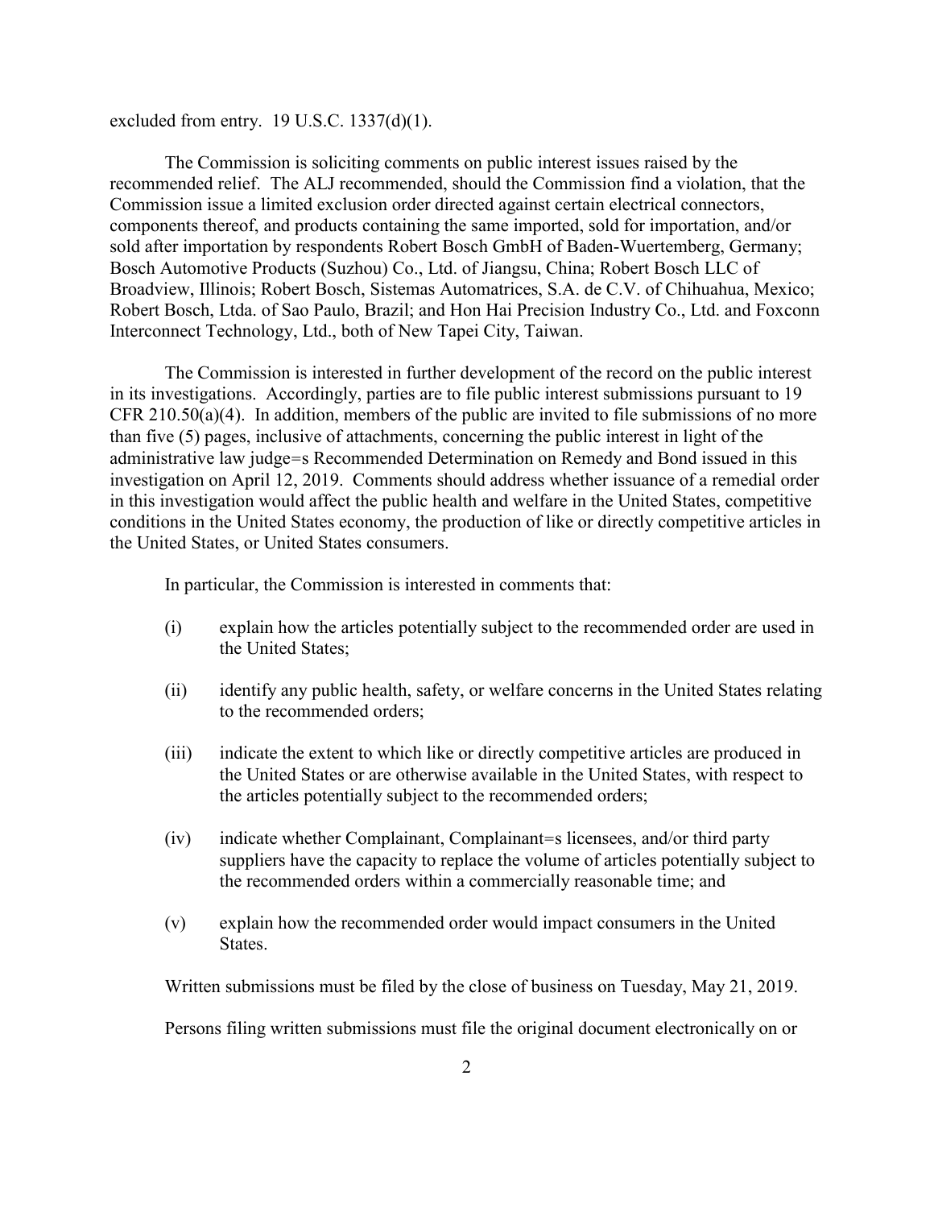excluded from entry. 19 U.S.C. 1337(d)(1).

The Commission is soliciting comments on public interest issues raised by the recommended relief. The ALJ recommended, should the Commission find a violation, that the Commission issue a limited exclusion order directed against certain electrical connectors, components thereof, and products containing the same imported, sold for importation, and/or sold after importation by respondents Robert Bosch GmbH of Baden-Wuertemberg, Germany; Bosch Automotive Products (Suzhou) Co., Ltd. of Jiangsu, China; Robert Bosch LLC of Broadview, Illinois; Robert Bosch, Sistemas Automatrices, S.A. de C.V. of Chihuahua, Mexico; Robert Bosch, Ltda. of Sao Paulo, Brazil; and Hon Hai Precision Industry Co., Ltd. and Foxconn Interconnect Technology, Ltd., both of New Tapei City, Taiwan.

The Commission is interested in further development of the record on the public interest in its investigations. Accordingly, parties are to file public interest submissions pursuant to 19 CFR 210.50(a)(4). In addition, members of the public are invited to file submissions of no more than five (5) pages, inclusive of attachments, concerning the public interest in light of the administrative law judge=s Recommended Determination on Remedy and Bond issued in this investigation on April 12, 2019. Comments should address whether issuance of a remedial order in this investigation would affect the public health and welfare in the United States, competitive conditions in the United States economy, the production of like or directly competitive articles in the United States, or United States consumers.

In particular, the Commission is interested in comments that:

(i) explain how the articles potentially subject to the recommended order are used in the United States;

(ii) identify any public health, safety, or welfare concerns in the United States relating to the recommended orders;

(iii) indicate the extent to which like or directly competitive articles are produced in the United States or are otherwise available in the United States, with respect to the articles potentially subject to the recommended orders;

(iv) indicate whether Complainant, Complainant=s licensees, and/or third party suppliers have the capacity to replace the volume of articles potentially subject to the recommended orders within a commercially reasonable time; and

(v) explain how the recommended order would impact consumers in the United States.

Written submissions must be filed by the close of business on Tuesday, May 21, 2019.

Persons filing written submissions must file the original document electronically on or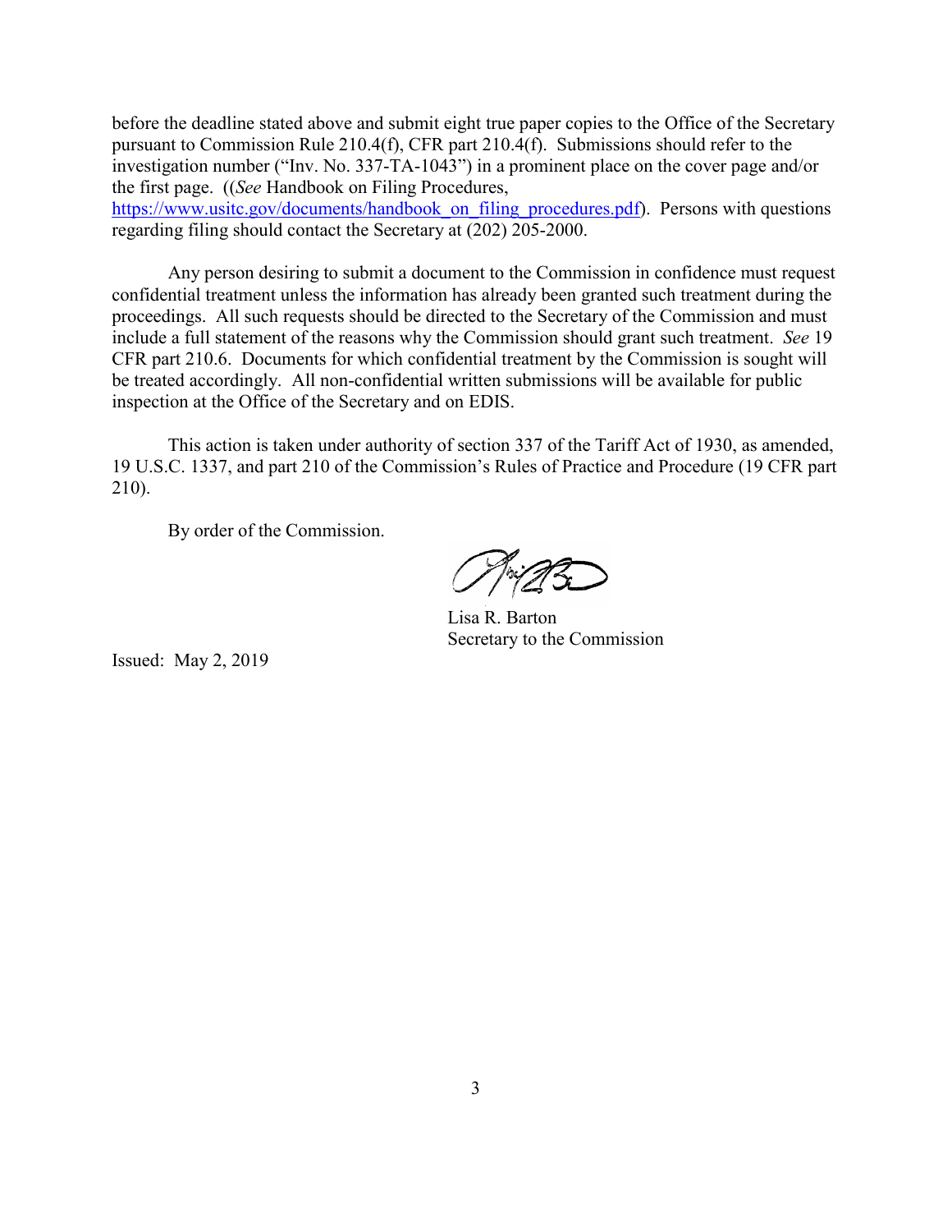before the deadline stated above and submit eight true paper copies to the Office of the Secretary pursuant to Commission Rule 210.4(f), CFR part 210.4(f). Submissions should refer to the investigation number ("Inv. No. 337-TA-1043") in a prominent place on the cover page and/or the first page. ((*See* Handbook on Filing Procedures, https://www.usitc.gov/documents/handbook_on_filing_procedures.pdf). Persons with questions regarding filing should contact the Secretary at (202) 205-2000.

Any person desiring to submit a document to the Commission in confidence must request confidential treatment unless the information has already been granted such treatment during the proceedings. All such requests should be directed to the Secretary of the Commission and must include a full statement of the reasons why the Commission should grant such treatment. *See* 19 CFR part 210.6. Documents for which confidential treatment by the Commission is sought will be treated accordingly. All non-confidential written submissions will be available for public inspection at the Office of the Secretary and on EDIS.

This action is taken under authority of section 337 of the Tariff Act of 1930, as amended, 19 U.S.C. 1337, and part 210 of the Commission's Rules of Practice and Procedure (19 CFR part 210).

By order of the Commission.

Lisa R. Barton
Secretary to the Commission

Issued: May 2, 2019